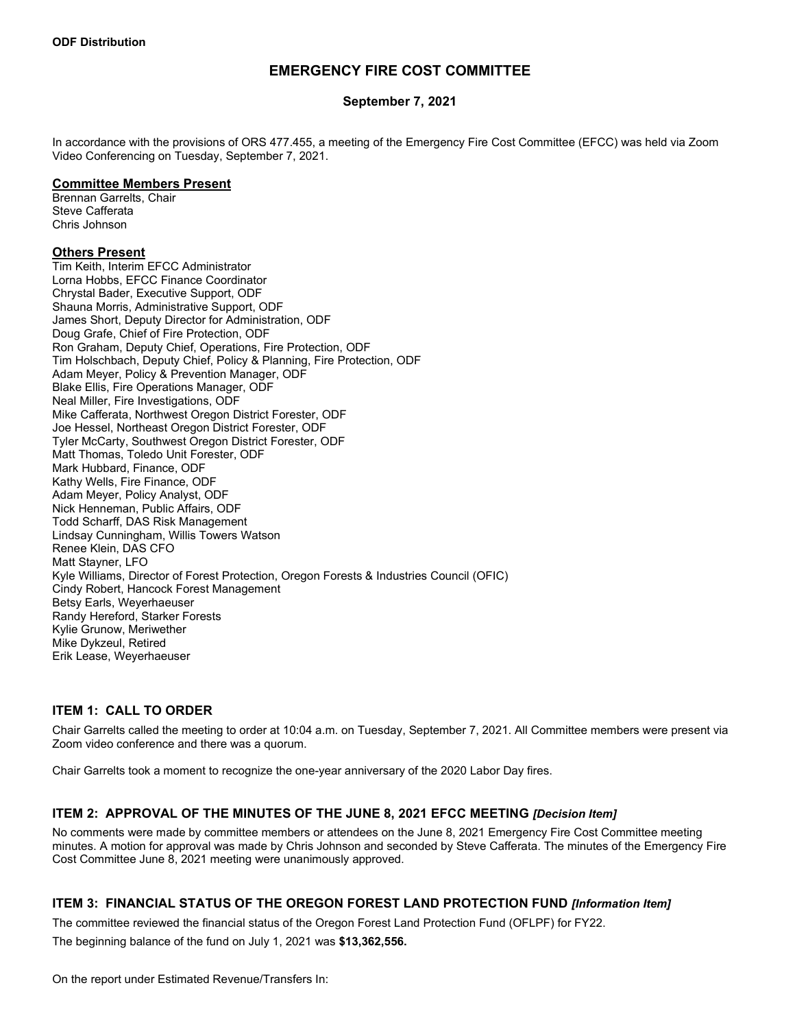**ODF Distribution**

# EMERGENCY FIRE COST COMMITTEE

## September 7, 2021

In accordance with the provisions of ORS 477.455, a meeting of the Emergency Fire Cost Committee (EFCC) was held via Zoom Video Conferencing on Tuesday, September 7, 2021.

**Committee Members Present**

Brennan Garrelts, Chair
Steve Cafferata
Chris Johnson

**Others Present**

Tim Keith, Interim EFCC Administrator
Lorna Hobbs, EFCC Finance Coordinator
Chrystal Bader, Executive Support, ODF
Shauna Morris, Administrative Support, ODF
James Short, Deputy Director for Administration, ODF
Doug Grafe, Chief of Fire Protection, ODF
Ron Graham, Deputy Chief, Operations, Fire Protection, ODF
Tim Holschbach, Deputy Chief, Policy & Planning, Fire Protection, ODF
Adam Meyer, Policy & Prevention Manager, ODF
Blake Ellis, Fire Operations Manager, ODF
Neal Miller, Fire Investigations, ODF
Mike Cafferata, Northwest Oregon District Forester, ODF
Joe Hessel, Northeast Oregon District Forester, ODF
Tyler McCarty, Southwest Oregon District Forester, ODF
Matt Thomas, Toledo Unit Forester, ODF
Mark Hubbard, Finance, ODF
Kathy Wells, Fire Finance, ODF
Adam Meyer, Policy Analyst, ODF
Nick Henneman, Public Affairs, ODF
Todd Scharff, DAS Risk Management
Lindsay Cunningham, Willis Towers Watson
Renee Klein, DAS CFO
Matt Stayner, LFO
Kyle Williams, Director of Forest Protection, Oregon Forests & Industries Council (OFIC)
Cindy Robert, Hancock Forest Management
Betsy Earls, Weyerhaeuser
Randy Hereford, Starker Forests
Kylie Grunow, Meriwether
Mike Dykzeul, Retired
Erik Lease, Weyerhaeuser

### ITEM 1: CALL TO ORDER

Chair Garrelts called the meeting to order at 10:04 a.m. on Tuesday, September 7, 2021. All Committee members were present via Zoom video conference and there was a quorum.

Chair Garrelts took a moment to recognize the one-year anniversary of the 2020 Labor Day fires.

### ITEM 2: APPROVAL OF THE MINUTES OF THE JUNE 8, 2021 EFCC MEETING *[Decision Item]*

No comments were made by committee members or attendees on the June 8, 2021 Emergency Fire Cost Committee meeting minutes. A motion for approval was made by Chris Johnson and seconded by Steve Cafferata. The minutes of the Emergency Fire Cost Committee June 8, 2021 meeting were unanimously approved.

### ITEM 3: FINANCIAL STATUS OF THE OREGON FOREST LAND PROTECTION FUND *[Information Item]*

The committee reviewed the financial status of the Oregon Forest Land Protection Fund (OFLPF) for FY22.

The beginning balance of the fund on July 1, 2021 was **$13,362,556.**

On the report under Estimated Revenue/Transfers In: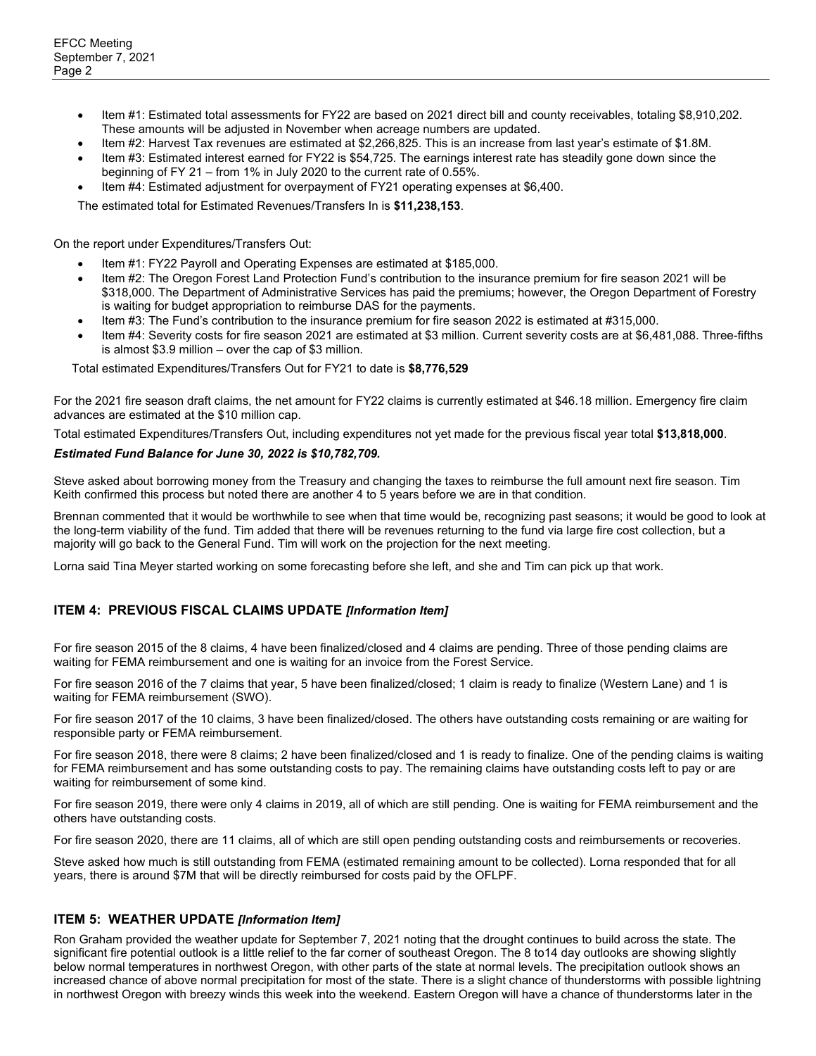- Item #1: Estimated total assessments for FY22 are based on 2021 direct bill and county receivables, totaling $8,910,202. These amounts will be adjusted in November when acreage numbers are updated.
- Item #2: Harvest Tax revenues are estimated at $2,266,825. This is an increase from last year's estimate of $1.8M.
- Item #3: Estimated interest earned for FY22 is $54,725. The earnings interest rate has steadily gone down since the beginning of FY 21 – from 1% in July 2020 to the current rate of 0.55%.
- Item #4: Estimated adjustment for overpayment of FY21 operating expenses at $6,400.

The estimated total for Estimated Revenues/Transfers In is **$11,238,153**.

On the report under Expenditures/Transfers Out:

- Item #1: FY22 Payroll and Operating Expenses are estimated at $185,000.
- Item #2: The Oregon Forest Land Protection Fund's contribution to the insurance premium for fire season 2021 will be $318,000. The Department of Administrative Services has paid the premiums; however, the Oregon Department of Forestry is waiting for budget appropriation to reimburse DAS for the payments.
- Item #3: The Fund's contribution to the insurance premium for fire season 2022 is estimated at #315,000.
- Item #4: Severity costs for fire season 2021 are estimated at $3 million. Current severity costs are at $6,481,088. Three-fifths is almost $3.9 million – over the cap of $3 million.

Total estimated Expenditures/Transfers Out for FY21 to date is **$8,776,529**

For the 2021 fire season draft claims, the net amount for FY22 claims is currently estimated at $46.18 million. Emergency fire claim advances are estimated at the $10 million cap.

Total estimated Expenditures/Transfers Out, including expenditures not yet made for the previous fiscal year total **$13,818,000**.

***Estimated Fund Balance for June 30, 2022 is $10,782,709.***

Steve asked about borrowing money from the Treasury and changing the taxes to reimburse the full amount next fire season. Tim Keith confirmed this process but noted there are another 4 to 5 years before we are in that condition.

Brennan commented that it would be worthwhile to see when that time would be, recognizing past seasons; it would be good to look at the long-term viability of the fund. Tim added that there will be revenues returning to the fund via large fire cost collection, but a majority will go back to the General Fund. Tim will work on the projection for the next meeting.

Lorna said Tina Meyer started working on some forecasting before she left, and she and Tim can pick up that work.

## ITEM 4: PREVIOUS FISCAL CLAIMS UPDATE *[Information Item]*

For fire season 2015 of the 8 claims, 4 have been finalized/closed and 4 claims are pending. Three of those pending claims are waiting for FEMA reimbursement and one is waiting for an invoice from the Forest Service.

For fire season 2016 of the 7 claims that year, 5 have been finalized/closed; 1 claim is ready to finalize (Western Lane) and 1 is waiting for FEMA reimbursement (SWO).

For fire season 2017 of the 10 claims, 3 have been finalized/closed. The others have outstanding costs remaining or are waiting for responsible party or FEMA reimbursement.

For fire season 2018, there were 8 claims; 2 have been finalized/closed and 1 is ready to finalize. One of the pending claims is waiting for FEMA reimbursement and has some outstanding costs to pay. The remaining claims have outstanding costs left to pay or are waiting for reimbursement of some kind.

For fire season 2019, there were only 4 claims in 2019, all of which are still pending. One is waiting for FEMA reimbursement and the others have outstanding costs.

For fire season 2020, there are 11 claims, all of which are still open pending outstanding costs and reimbursements or recoveries.

Steve asked how much is still outstanding from FEMA (estimated remaining amount to be collected). Lorna responded that for all years, there is around $7M that will be directly reimbursed for costs paid by the OFLPF.

## ITEM 5: WEATHER UPDATE *[Information Item]*

Ron Graham provided the weather update for September 7, 2021 noting that the drought continues to build across the state. The significant fire potential outlook is a little relief to the far corner of southeast Oregon. The 8 to14 day outlooks are showing slightly below normal temperatures in northwest Oregon, with other parts of the state at normal levels. The precipitation outlook shows an increased chance of above normal precipitation for most of the state. There is a slight chance of thunderstorms with possible lightning in northwest Oregon with breezy winds this week into the weekend. Eastern Oregon will have a chance of thunderstorms later in the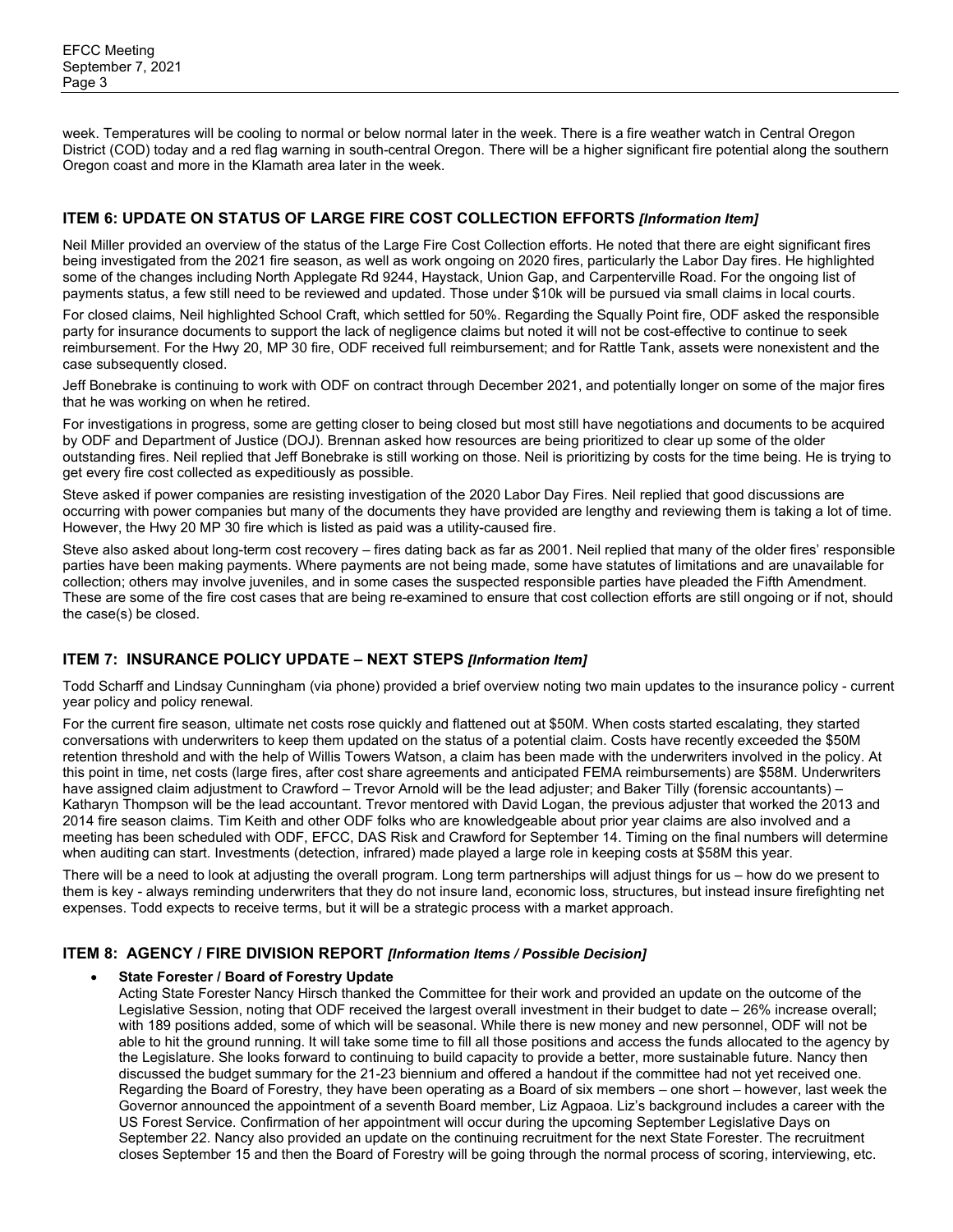week. Temperatures will be cooling to normal or below normal later in the week. There is a fire weather watch in Central Oregon District (COD) today and a red flag warning in south-central Oregon. There will be a higher significant fire potential along the southern Oregon coast and more in the Klamath area later in the week.

## ITEM 6: UPDATE ON STATUS OF LARGE FIRE COST COLLECTION EFFORTS *[Information Item]*

Neil Miller provided an overview of the status of the Large Fire Cost Collection efforts. He noted that there are eight significant fires being investigated from the 2021 fire season, as well as work ongoing on 2020 fires, particularly the Labor Day fires. He highlighted some of the changes including North Applegate Rd 9244, Haystack, Union Gap, and Carpenterville Road. For the ongoing list of payments status, a few still need to be reviewed and updated. Those under $10k will be pursued via small claims in local courts.

For closed claims, Neil highlighted School Craft, which settled for 50%. Regarding the Squally Point fire, ODF asked the responsible party for insurance documents to support the lack of negligence claims but noted it will not be cost-effective to continue to seek reimbursement. For the Hwy 20, MP 30 fire, ODF received full reimbursement; and for Rattle Tank, assets were nonexistent and the case subsequently closed.

Jeff Bonebrake is continuing to work with ODF on contract through December 2021, and potentially longer on some of the major fires that he was working on when he retired.

For investigations in progress, some are getting closer to being closed but most still have negotiations and documents to be acquired by ODF and Department of Justice (DOJ). Brennan asked how resources are being prioritized to clear up some of the older outstanding fires. Neil replied that Jeff Bonebrake is still working on those. Neil is prioritizing by costs for the time being. He is trying to get every fire cost collected as expeditiously as possible.

Steve asked if power companies are resisting investigation of the 2020 Labor Day Fires. Neil replied that good discussions are occurring with power companies but many of the documents they have provided are lengthy and reviewing them is taking a lot of time. However, the Hwy 20 MP 30 fire which is listed as paid was a utility-caused fire.

Steve also asked about long-term cost recovery – fires dating back as far as 2001. Neil replied that many of the older fires' responsible parties have been making payments. Where payments are not being made, some have statutes of limitations and are unavailable for collection; others may involve juveniles, and in some cases the suspected responsible parties have pleaded the Fifth Amendment. These are some of the fire cost cases that are being re-examined to ensure that cost collection efforts are still ongoing or if not, should the case(s) be closed.

## ITEM 7: INSURANCE POLICY UPDATE – NEXT STEPS *[Information Item]*

Todd Scharff and Lindsay Cunningham (via phone) provided a brief overview noting two main updates to the insurance policy - current year policy and policy renewal.

For the current fire season, ultimate net costs rose quickly and flattened out at $50M. When costs started escalating, they started conversations with underwriters to keep them updated on the status of a potential claim. Costs have recently exceeded the $50M retention threshold and with the help of Willis Towers Watson, a claim has been made with the underwriters involved in the policy. At this point in time, net costs (large fires, after cost share agreements and anticipated FEMA reimbursements) are $58M. Underwriters have assigned claim adjustment to Crawford – Trevor Arnold will be the lead adjuster; and Baker Tilly (forensic accountants) – Katharyn Thompson will be the lead accountant. Trevor mentored with David Logan, the previous adjuster that worked the 2013 and 2014 fire season claims. Tim Keith and other ODF folks who are knowledgeable about prior year claims are also involved and a meeting has been scheduled with ODF, EFCC, DAS Risk and Crawford for September 14. Timing on the final numbers will determine when auditing can start. Investments (detection, infrared) made played a large role in keeping costs at $58M this year.

There will be a need to look at adjusting the overall program. Long term partnerships will adjust things for us – how do we present to them is key - always reminding underwriters that they do not insure land, economic loss, structures, but instead insure firefighting net expenses. Todd expects to receive terms, but it will be a strategic process with a market approach.

## ITEM 8: AGENCY / FIRE DIVISION REPORT *[Information Items / Possible Decision]*

- **State Forester / Board of Forestry Update**
  Acting State Forester Nancy Hirsch thanked the Committee for their work and provided an update on the outcome of the Legislative Session, noting that ODF received the largest overall investment in their budget to date – 26% increase overall; with 189 positions added, some of which will be seasonal. While there is new money and new personnel, ODF will not be able to hit the ground running. It will take some time to fill all those positions and access the funds allocated to the agency by the Legislature. She looks forward to continuing to build capacity to provide a better, more sustainable future. Nancy then discussed the budget summary for the 21-23 biennium and offered a handout if the committee had not yet received one. Regarding the Board of Forestry, they have been operating as a Board of six members – one short – however, last week the Governor announced the appointment of a seventh Board member, Liz Agpaoa. Liz's background includes a career with the US Forest Service. Confirmation of her appointment will occur during the upcoming September Legislative Days on September 22. Nancy also provided an update on the continuing recruitment for the next State Forester. The recruitment closes September 15 and then the Board of Forestry will be going through the normal process of scoring, interviewing, etc.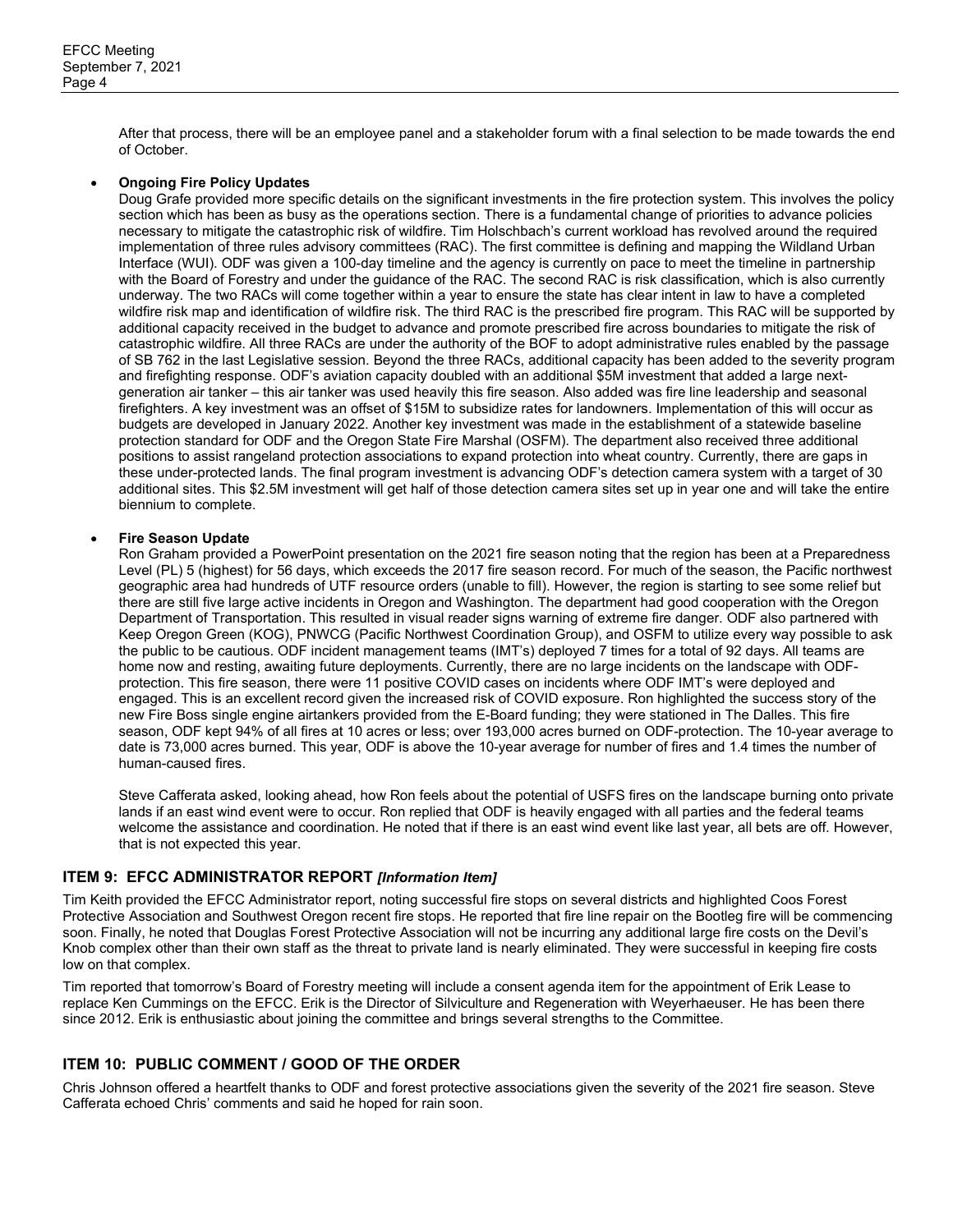After that process, there will be an employee panel and a stakeholder forum with a final selection to be made towards the end of October.

- **Ongoing Fire Policy Updates**
  Doug Grafe provided more specific details on the significant investments in the fire protection system. This involves the policy section which has been as busy as the operations section. There is a fundamental change of priorities to advance policies necessary to mitigate the catastrophic risk of wildfire. Tim Holschbach's current workload has revolved around the required implementation of three rules advisory committees (RAC). The first committee is defining and mapping the Wildland Urban Interface (WUI). ODF was given a 100-day timeline and the agency is currently on pace to meet the timeline in partnership with the Board of Forestry and under the guidance of the RAC. The second RAC is risk classification, which is also currently underway. The two RACs will come together within a year to ensure the state has clear intent in law to have a completed wildfire risk map and identification of wildfire risk. The third RAC is the prescribed fire program. This RAC will be supported by additional capacity received in the budget to advance and promote prescribed fire across boundaries to mitigate the risk of catastrophic wildfire. All three RACs are under the authority of the BOF to adopt administrative rules enabled by the passage of SB 762 in the last Legislative session. Beyond the three RACs, additional capacity has been added to the severity program and firefighting response. ODF's aviation capacity doubled with an additional $5M investment that added a large next-generation air tanker – this air tanker was used heavily this fire season. Also added was fire line leadership and seasonal firefighters. A key investment was an offset of $15M to subsidize rates for landowners. Implementation of this will occur as budgets are developed in January 2022. Another key investment was made in the establishment of a statewide baseline protection standard for ODF and the Oregon State Fire Marshal (OSFM). The department also received three additional positions to assist rangeland protection associations to expand protection into wheat country. Currently, there are gaps in these under-protected lands. The final program investment is advancing ODF's detection camera system with a target of 30 additional sites. This $2.5M investment will get half of those detection camera sites set up in year one and will take the entire biennium to complete.

- **Fire Season Update**
  Ron Graham provided a PowerPoint presentation on the 2021 fire season noting that the region has been at a Preparedness Level (PL) 5 (highest) for 56 days, which exceeds the 2017 fire season record. For much of the season, the Pacific northwest geographic area had hundreds of UTF resource orders (unable to fill). However, the region is starting to see some relief but there are still five large active incidents in Oregon and Washington. The department had good cooperation with the Oregon Department of Transportation. This resulted in visual reader signs warning of extreme fire danger. ODF also partnered with Keep Oregon Green (KOG), PNWCG (Pacific Northwest Coordination Group), and OSFM to utilize every way possible to ask the public to be cautious. ODF incident management teams (IMT's) deployed 7 times for a total of 92 days. All teams are home now and resting, awaiting future deployments. Currently, there are no large incidents on the landscape with ODF-protection. This fire season, there were 11 positive COVID cases on incidents where ODF IMT's were deployed and engaged. This is an excellent record given the increased risk of COVID exposure. Ron highlighted the success story of the new Fire Boss single engine airtankers provided from the E-Board funding; they were stationed in The Dalles. This fire season, ODF kept 94% of all fires at 10 acres or less; over 193,000 acres burned on ODF-protection. The 10-year average to date is 73,000 acres burned. This year, ODF is above the 10-year average for number of fires and 1.4 times the number of human-caused fires.

  Steve Cafferata asked, looking ahead, how Ron feels about the potential of USFS fires on the landscape burning onto private lands if an east wind event were to occur. Ron replied that ODF is heavily engaged with all parties and the federal teams welcome the assistance and coordination. He noted that if there is an east wind event like last year, all bets are off. However, that is not expected this year.

## ITEM 9: EFCC ADMINISTRATOR REPORT *[Information Item]*

Tim Keith provided the EFCC Administrator report, noting successful fire stops on several districts and highlighted Coos Forest Protective Association and Southwest Oregon recent fire stops. He reported that fire line repair on the Bootleg fire will be commencing soon. Finally, he noted that Douglas Forest Protective Association will not be incurring any additional large fire costs on the Devil's Knob complex other than their own staff as the threat to private land is nearly eliminated. They were successful in keeping fire costs low on that complex.

Tim reported that tomorrow's Board of Forestry meeting will include a consent agenda item for the appointment of Erik Lease to replace Ken Cummings on the EFCC. Erik is the Director of Silviculture and Regeneration with Weyerhaeuser. He has been there since 2012. Erik is enthusiastic about joining the committee and brings several strengths to the Committee.

## ITEM 10: PUBLIC COMMENT / GOOD OF THE ORDER

Chris Johnson offered a heartfelt thanks to ODF and forest protective associations given the severity of the 2021 fire season. Steve Cafferata echoed Chris' comments and said he hoped for rain soon.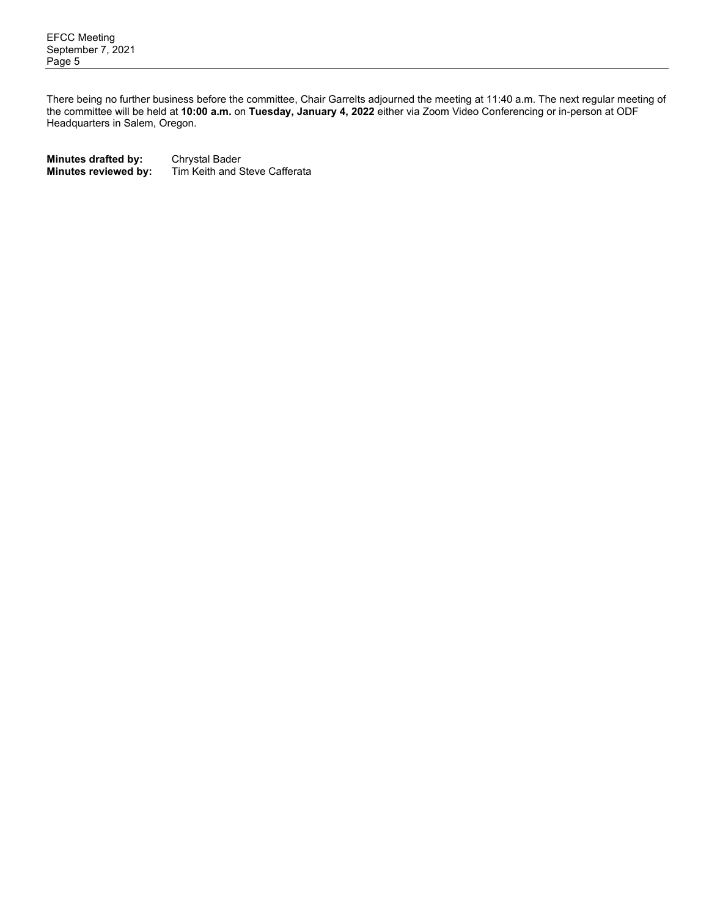There being no further business before the committee, Chair Garrelts adjourned the meeting at 11:40 a.m. The next regular meeting of the committee will be held at **10:00 a.m.** on **Tuesday, January 4, 2022** either via Zoom Video Conferencing or in-person at ODF Headquarters in Salem, Oregon.

**Minutes drafted by:** Chrystal Bader
**Minutes reviewed by:** Tim Keith and Steve Cafferata